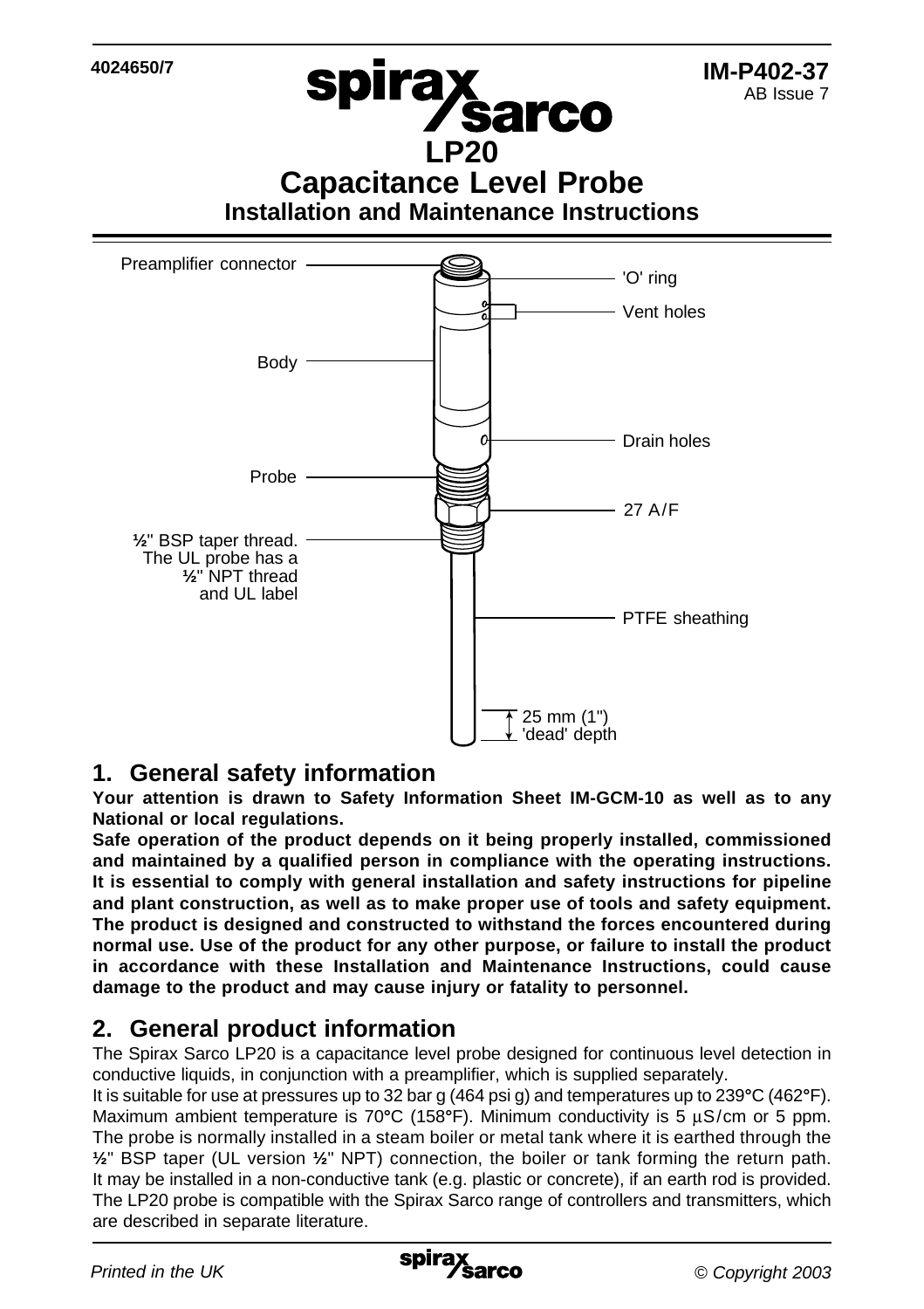4024650/7

**IM-P402-37**
AB Issue 7

# LP20 Capacitance Level Probe

## Installation and Maintenance Instructions

Preamplifier connector

'O' ring

Vent holes

Body

Drain holes

Probe

27 A/F

**½**" BSP taper thread. The UL probe has a **½**" NPT thread and UL label

PTFE sheathing

25 mm (1") 'dead' depth

## 1. General safety information

**Your attention is drawn to Safety Information Sheet IM-GCM-10 as well as to any National or local regulations.**

**Safe operation of the product depends on it being properly installed, commissioned and maintained by a qualified person in compliance with the operating instructions. It is essential to comply with general installation and safety instructions for pipeline and plant construction, as well as to make proper use of tools and safety equipment. The product is designed and constructed to withstand the forces encountered during normal use. Use of the product for any other purpose, or failure to install the product in accordance with these Installation and Maintenance Instructions, could cause damage to the product and may cause injury or fatality to personnel.**

## 2. General product information

The Spirax Sarco LP20 is a capacitance level probe designed for continuous level detection in conductive liquids, in conjunction with a preamplifier, which is supplied separately.

It is suitable for use at pressures up to 32 bar g (464 psi g) and temperatures up to 239°C (462°F). Maximum ambient temperature is 70°C (158°F). Minimum conductivity is 5 µS/cm or 5 ppm. The probe is normally installed in a steam boiler or metal tank where it is earthed through the **½**" BSP taper (UL version **½**" NPT) connection, the boiler or tank forming the return path. It may be installed in a non-conductive tank (e.g. plastic or concrete), if an earth rod is provided. The LP20 probe is compatible with the Spirax Sarco range of controllers and transmitters, which are described in separate literature.

*Printed in the UK* *© Copyright 2003*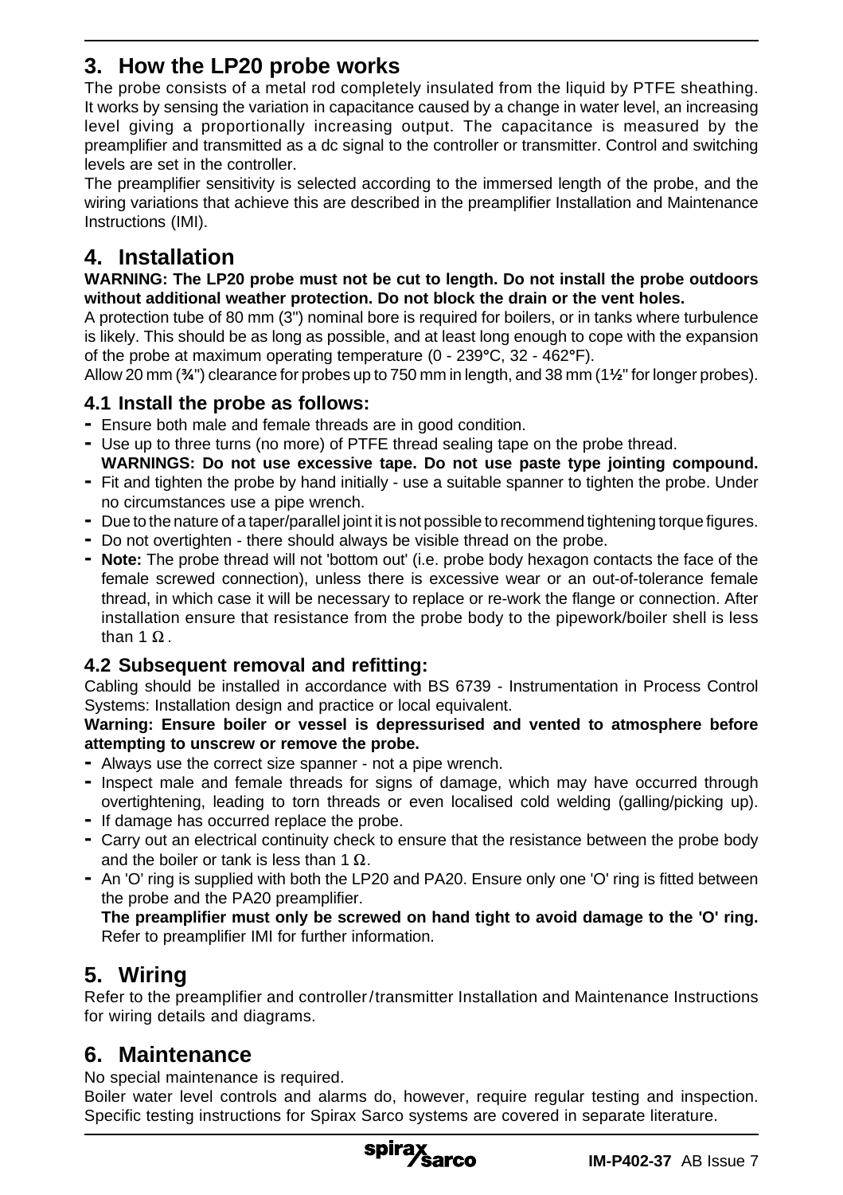## 3. How the LP20 probe works

The probe consists of a metal rod completely insulated from the liquid by PTFE sheathing. It works by sensing the variation in capacitance caused by a change in water level, an increasing level giving a proportionally increasing output. The capacitance is measured by the preamplifier and transmitted as a dc signal to the controller or transmitter. Control and switching levels are set in the controller.

The preamplifier sensitivity is selected according to the immersed length of the probe, and the wiring variations that achieve this are described in the preamplifier Installation and Maintenance Instructions (IMI).

## 4. Installation

**WARNING: The LP20 probe must not be cut to length. Do not install the probe outdoors without additional weather protection. Do not block the drain or the vent holes.**

A protection tube of 80 mm (3") nominal bore is required for boilers, or in tanks where turbulence is likely. This should be as long as possible, and at least long enough to cope with the expansion of the probe at maximum operating temperature (0 - 239°C, 32 - 462°F).

Allow 20 mm (¾") clearance for probes up to 750 mm in length, and 38 mm (1½" for longer probes).

### 4.1 Install the probe as follows:

- Ensure both male and female threads are in good condition.
- Use up to three turns (no more) of PTFE thread sealing tape on the probe thread.
  **WARNINGS: Do not use excessive tape. Do not use paste type jointing compound.**
- Fit and tighten the probe by hand initially - use a suitable spanner to tighten the probe. Under no circumstances use a pipe wrench.
- Due to the nature of a taper/parallel joint it is not possible to recommend tightening torque figures.
- Do not overtighten - there should always be visible thread on the probe.
- **Note:** The probe thread will not 'bottom out' (i.e. probe body hexagon contacts the face of the female screwed connection), unless there is excessive wear or an out-of-tolerance female thread, in which case it will be necessary to replace or re-work the flange or connection. After installation ensure that resistance from the probe body to the pipework/boiler shell is less than 1 Ω.

### 4.2 Subsequent removal and refitting:

Cabling should be installed in accordance with BS 6739 - Instrumentation in Process Control Systems: Installation design and practice or local equivalent.

**Warning: Ensure boiler or vessel is depressurised and vented to atmosphere before attempting to unscrew or remove the probe.**

- Always use the correct size spanner - not a pipe wrench.
- Inspect male and female threads for signs of damage, which may have occurred through overtightening, leading to torn threads or even localised cold welding (galling/picking up).
- If damage has occurred replace the probe.
- Carry out an electrical continuity check to ensure that the resistance between the probe body and the boiler or tank is less than 1 Ω.
- An 'O' ring is supplied with both the LP20 and PA20. Ensure only one 'O' ring is fitted between the probe and the PA20 preamplifier.
  **The preamplifier must only be screwed on hand tight to avoid damage to the 'O' ring.** Refer to preamplifier IMI for further information.

## 5. Wiring

Refer to the preamplifier and controller/transmitter Installation and Maintenance Instructions for wiring details and diagrams.

## 6. Maintenance

No special maintenance is required.

Boiler water level controls and alarms do, however, require regular testing and inspection. Specific testing instructions for Spirax Sarco systems are covered in separate literature.